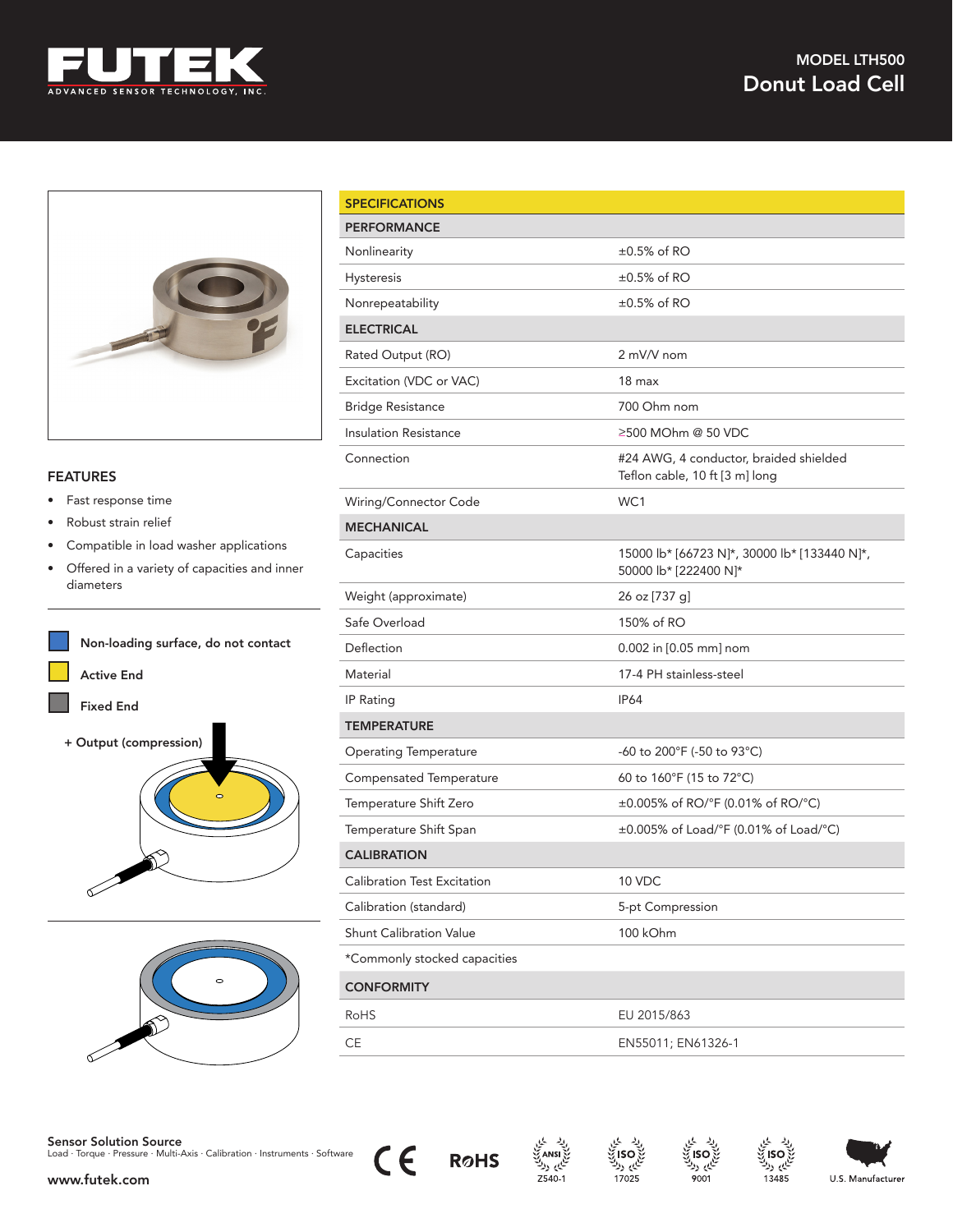# MODEL LTH500

## Donut Load Cell

## FEATURES

- Fast response time
- Robust strain relief
- Compatible in load washer applications
- Offered in a variety of capacities and inner diameters

Non-loading surface, do not contact

Active End

Fixed End

+ Output (compression)

| SPECIFICATIONS | |
|---|---|
| **PERFORMANCE** | |
| Nonlinearity | ±0.5% of RO |
| Hysteresis | ±0.5% of RO |
| Nonrepeatability | ±0.5% of RO |
| **ELECTRICAL** | |
| Rated Output (RO) | 2 mV/V nom |
| Excitation (VDC or VAC) | 18 max |
| Bridge Resistance | 700 Ohm nom |
| Insulation Resistance | ≥500 MOhm @ 50 VDC |
| Connection | #24 AWG, 4 conductor, braided shielded Teflon cable, 10 ft [3 m] long |
| Wiring/Connector Code | WC1 |
| **MECHANICAL** | |
| Capacities | 15000 lb* [66723 N]*, 30000 lb* [133440 N]*, 50000 lb* [222400 N]* |
| Weight (approximate) | 26 oz [737 g] |
| Safe Overload | 150% of RO |
| Deflection | 0.002 in [0.05 mm] nom |
| Material | 17-4 PH stainless-steel |
| IP Rating | IP64 |
| **TEMPERATURE** | |
| Operating Temperature | -60 to 200°F (-50 to 93°C) |
| Compensated Temperature | 60 to 160°F (15 to 72°C) |
| Temperature Shift Zero | ±0.005% of RO/°F (0.01% of RO/°C) |
| Temperature Shift Span | ±0.005% of Load/°F (0.01% of Load/°C) |
| **CALIBRATION** | |
| Calibration Test Excitation | 10 VDC |
| Calibration (standard) | 5-pt Compression |
| Shunt Calibration Value | 100 kOhm |
| *Commonly stocked capacities | |
| **CONFORMITY** | |
| RoHS | EU 2015/863 |
| CE | EN55011; EN61326-1 |

**Sensor Solution Source**
Load · Torque · Pressure · Multi-Axis · Calibration · Instruments · Software

www.futek.com

ANSI Z540-1 · ISO 17025 · ISO 9001 · ISO 13485 · U.S. Manufacturer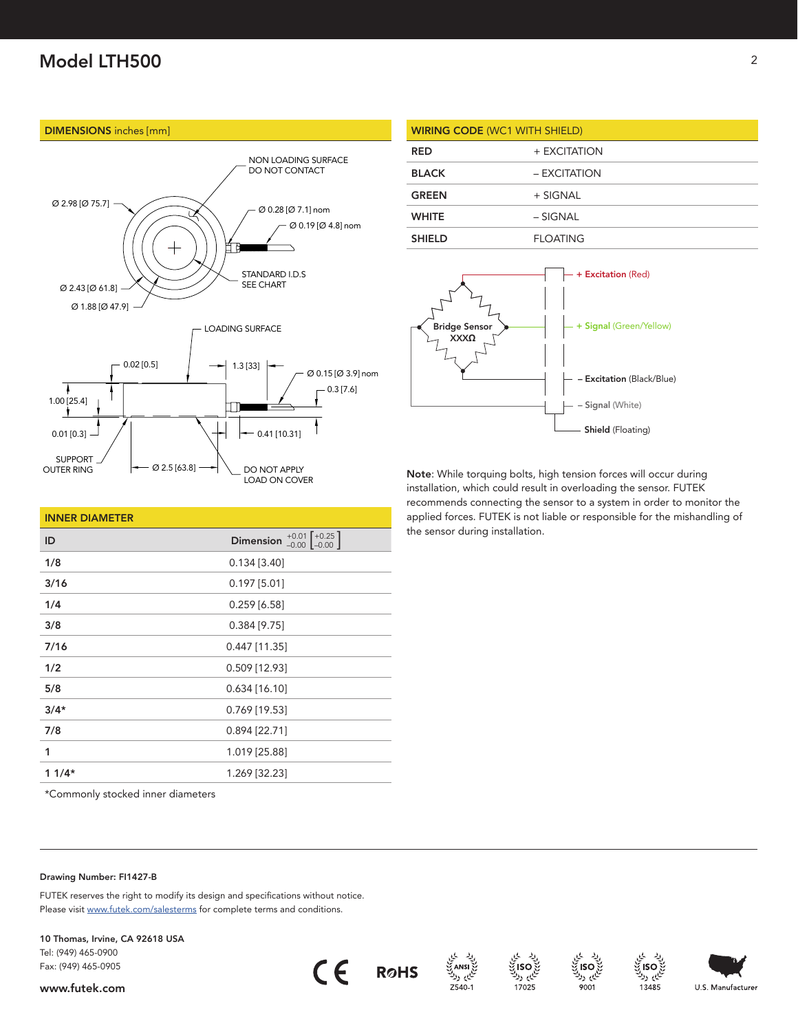# Model LTH500

## DIMENSIONS inches [mm]

NON LOADING SURFACE
DO NOT CONTACT

Ø 2.98 [Ø 75.7]

Ø 0.28 [Ø 7.1] nom

Ø 0.19 [Ø 4.8] nom

STANDARD I.D.S
SEE CHART

Ø 2.43 [Ø 61.8]

Ø 1.88 [Ø 47.9]

LOADING SURFACE

0.02 [0.5]

1.3 [33]

Ø 0.15 [Ø 3.9] nom

0.3 [7.6]

1.00 [25.4]

0.01 [0.3]

0.41 [10.31]

SUPPORT
OUTER RING

Ø 2.5 [63.8]

DO NOT APPLY
LOAD ON COVER

## WIRING CODE (WC1 WITH SHIELD)

| | |
|---|---|
| **RED** | + EXCITATION |
| **BLACK** | – EXCITATION |
| **GREEN** | + SIGNAL |
| **WHITE** | – SIGNAL |
| **SHIELD** | FLOATING |

Bridge Sensor
XXXΩ

**+ Excitation** (Red)

**+ Signal** (Green/Yellow)

**– Excitation** (Black/Blue)

**– Signal** (White)

**Shield** (Floating)

**Note**: While torquing bolts, high tension forces will occur during installation, which could result in overloading the sensor. FUTEK recommends connecting the sensor to a system in order to monitor the applied forces. FUTEK is not liable or responsible for the mishandling of the sensor during installation.

## INNER DIAMETER

| ID | Dimension $^{+0.01}_{-0.00}$ $\left[^{+0.25}_{-0.00}\right]$ |
|---|---|
| **1/8** | 0.134 [3.40] |
| **3/16** | 0.197 [5.01] |
| **1/4** | 0.259 [6.58] |
| **3/8** | 0.384 [9.75] |
| **7/16** | 0.447 [11.35] |
| **1/2** | 0.509 [12.93] |
| **5/8** | 0.634 [16.10] |
| **3/4*** | 0.769 [19.53] |
| **7/8** | 0.894 [22.71] |
| **1** | 1.019 [25.88] |
| **1 1/4*** | 1.269 [32.23] |

*Commonly stocked inner diameters

**Drawing Number: FI1427-B**

FUTEK reserves the right to modify its design and specifications without notice.
Please visit www.futek.com/salesterms for complete terms and conditions.

**10 Thomas, Irvine, CA 92618 USA**
Tel: (949) 465-0900
Fax: (949) 465-0905

**www.futek.com**

CE RoHS ANSI Z540-1 ISO 17025 ISO 9001 ISO 13485 U.S. Manufacturer